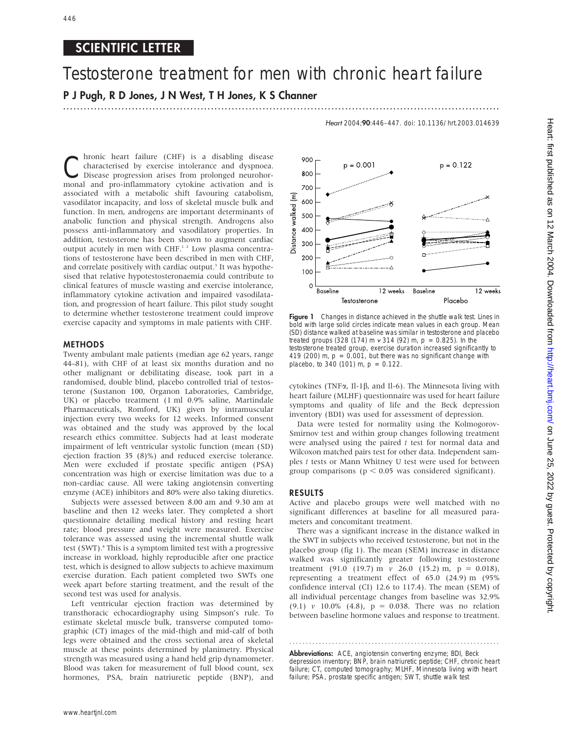## SCIENTIFIC LETTER

# Testosterone treatment for men with chronic heart failure

**P J Pugh, R D Jones, J N West, T H Jones, K S Channer**

Chronic heart failure (CHF) is a disabling disease characterised by exercise intolerance and dyspnoea. Disease progression arises from prolonged neurohormonal and pro-inflammatory cytokine activation and is associated with a metabolic shift favouring catabolism, vasodilator incapacity, and loss of skeletal muscle bulk and function. In men, androgens are important determinants of anabolic function and physical strength. Androgens also possess anti-inflammatory and vasodilatory properties. In addition, testosterone has been shown to augment cardiac output acutely in men with CHF.[1 2] Low plasma concentrations of testosterone have been described in men with CHF, and correlate positively with cardiac output.[3] It was hypothesised that relative hypotestosteronaemia could contribute to clinical features of muscle wasting and exercise intolerance, inflammatory cytokine activation and impaired vasodilatation, and progression of heart failure. This pilot study sought to determine whether testosterone treatment could improve exercise capacity and symptoms in male patients with CHF.

## METHODS

Twenty ambulant male patients (median age 62 years, range 44–81), with CHF of at least six months duration and no other malignant or debilitating disease, took part in a randomised, double blind, placebo controlled trial of testosterone (Sustanon 100, Organon Laboratories, Cambridge, UK) or placebo treatment (1 ml 0.9% saline, Martindale Pharmaceuticals, Romford, UK) given by intramuscular injection every two weeks for 12 weeks. Informed consent was obtained and the study was approved by the local research ethics committee. Subjects had at least moderate impairment of left ventricular systolic function (mean (SD) ejection fraction 35 (8)%) and reduced exercise tolerance. Men were excluded if prostate specific antigen (PSA) concentration was high or exercise limitation was due to a non-cardiac cause. All were taking angiotensin converting enzyme (ACE) inhibitors and 80% were also taking diuretics.

Subjects were assessed between 8.00 am and 9.30 am at baseline and then 12 weeks later. They completed a short questionnaire detailing medical history and resting heart rate; blood pressure and weight were measured. Exercise tolerance was assessed using the incremental shuttle walk test (SWT).[4] This is a symptom limited test with a progressive increase in workload, highly reproducible after one practice test, which is designed to allow subjects to achieve maximum exercise duration. Each patient completed two SWTs one week apart before starting treatment, and the result of the second test was used for analysis.

Left ventricular ejection fraction was determined by transthoracic echocardiography using Simpson's rule. To estimate skeletal muscle bulk, transverse computed tomographic (CT) images of the mid-thigh and mid-calf of both legs were obtained and the cross sectional area of skeletal muscle at these points determined by planimetry. Physical strength was measured using a hand held grip dynamometer. Blood was taken for measurement of full blood count, sex hormones, PSA, brain natriuretic peptide (BNP), and cytokines (TNFα, Il-1β, and Il-6). The Minnesota living with heart failure (MLHF) questionnaire was used for heart failure symptoms and quality of life and the Beck depression inventory (BDI) was used for assessment of depression.

Data were tested for normality using the Kolmogorov-Smirnov test and within group changes following treatment were analysed using the paired *t* test for normal data and Wilcoxon matched pairs test for other data. Independent samples *t* tests or Mann Whitney U test were used for between group comparisons ($p < 0.05$ was considered significant).

**Figure 1** Changes in distance achieved in the shuttle walk test. Lines in bold with large solid circles indicate mean values in each group. Mean (SD) distance walked at baseline was similar in testosterone and placebo treated groups (328 (174) m *v* 314 (92) m, p = 0.825). In the testosterone treated group, exercise duration increased significantly to 419 (200) m, p = 0.001, but there was no significant change with placebo, to 340 (101) m, p = 0.122.

## RESULTS

Active and placebo groups were well matched with no significant differences at baseline for all measured parameters and concomitant treatment.

There was a significant increase in the distance walked in the SWT in subjects who received testosterone, but not in the placebo group (fig 1). The mean (SEM) increase in distance walked was significantly greater following testosterone treatment (91.0 (19.7) m *v* 26.0 (15.2) m, p = 0.018), representing a treatment effect of 65.0 (24.9) m (95% confidence interval (CI) 12.6 to 117.4). The mean (SEM) of all individual percentage changes from baseline was 32.9% (9.1) *v* 10.0% (4.8), p = 0.038. There was no relation between baseline hormone values and response to treatment.

**Abbreviations:** ACE, angiotensin converting enzyme; BDI, Beck depression inventory; BNP, brain natriuretic peptide; CHF, chronic heart failure; CT, computed tomography; MLHF, Minnesota living with heart failure; PSA, prostate specific antigen; SWT, shuttle walk test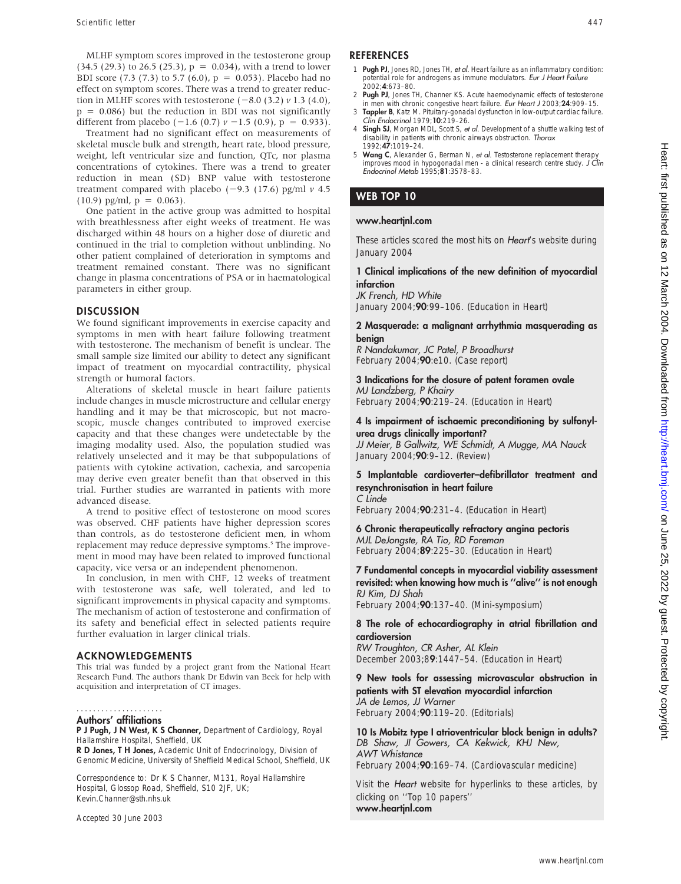MLHF symptom scores improved in the testosterone group (34.5 (29.3) to 26.5 (25.3), p = 0.034), with a trend to lower BDI score (7.3 (7.3) to 5.7 (6.0), p = 0.053). Placebo had no effect on symptom scores. There was a trend to greater reduction in MLHF scores with testosterone (−8.0 (3.2) *v* 1.3 (4.0), p = 0.086) but the reduction in BDI was not significantly different from placebo (−1.6 (0.7) *v* −1.5 (0.9), p = 0.933).

Treatment had no significant effect on measurements of skeletal muscle bulk and strength, heart rate, blood pressure, weight, left ventricular size and function, QTc, nor plasma concentrations of cytokines. There was a trend to greater reduction in mean (SD) BNP value with testosterone treatment compared with placebo (−9.3 (17.6) pg/ml *v* 4.5 (10.9) pg/ml, p = 0.063).

One patient in the active group was admitted to hospital with breathlessness after eight weeks of treatment. He was discharged within 48 hours on a higher dose of diuretic and continued in the trial to completion without unblinding. No other patient complained of deterioration in symptoms and treatment remained constant. There was no significant change in plasma concentrations of PSA or in haematological parameters in either group.

## DISCUSSION

We found significant improvements in exercise capacity and symptoms in men with heart failure following treatment with testosterone. The mechanism of benefit is unclear. The small sample size limited our ability to detect any significant impact of treatment on myocardial contractility, physical strength or humoral factors.

Alterations of skeletal muscle in heart failure patients include changes in muscle microstructure and cellular energy handling and it may be that microscopic, but not macroscopic, muscle changes contributed to improved exercise capacity and that these changes were undetectable by the imaging modality used. Also, the population studied was relatively unselected and it may be that subpopulations of patients with cytokine activation, cachexia, and sarcopenia may derive even greater benefit than that observed in this trial. Further studies are warranted in patients with more advanced disease.

A trend to positive effect of testosterone on mood scores was observed. CHF patients have higher depression scores than controls, as do testosterone deficient men, in whom replacement may reduce depressive symptoms.[5] The improvement in mood may have been related to improved functional capacity, vice versa or an independent phenomenon.

In conclusion, in men with CHF, 12 weeks of treatment with testosterone was safe, well tolerated, and led to significant improvements in physical capacity and symptoms. The mechanism of action of testosterone and confirmation of its safety and beneficial effect in selected patients require further evaluation in larger clinical trials.

## ACKNOWLEDGEMENTS

This trial was funded by a project grant from the National Heart Research Fund. The authors thank Dr Edwin van Beek for help with acquisition and interpretation of CT images.

### Authors' affiliations

**P J Pugh, J N West, K S Channer,** Department of Cardiology, Royal Hallamshire Hospital, Sheffield, UK
**R D Jones, T H Jones,** Academic Unit of Endocrinology, Division of Genomic Medicine, University of Sheffield Medical School, Sheffield, UK

Correspondence to: Dr K S Channer, M131, Royal Hallamshire Hospital, Glossop Road, Sheffield, S10 2JF, UK; Kevin.Channer@sth.nhs.uk

Accepted 30 June 2003

## REFERENCES

1. **Pugh PJ**, Jones RD, Jones TH, *et al*. Heart failure as an inflammatory condition: potential role for androgens as immune modulators. *Eur J Heart Failure* 2002;**4**:673–80.
2. **Pugh PJ**, Jones TH, Channer KS. Acute haemodynamic effects of testosterone in men with chronic congestive heart failure. *Eur Heart J* 2003;**24**:909–15.
3. **Tappler B**, Katz M. Pituitary-gonadal dysfunction in low-output cardiac failure. *Clin Endocrinol* 1979;**10**:219–26.
4. **Singh SJ**, Morgan MDL, Scott S, *et al*. Development of a shuttle walking test of disability in patients with chronic airways obstruction. *Thorax* 1992;**47**:1019–24.
5. **Wang C**, Alexander G, Berman N, *et al*. Testosterone replacement therapy improves mood in hypogonadal men - a clinical research centre study. *J Clin Endocrinol Metab* 1995;**81**:3578–83.

## WEB TOP 10

**www.heartjnl.com**

These articles scored the most hits on *Heart*'s website during January 2004

**1 Clinical implications of the new definition of myocardial infarction**
*JK French, HD White*
January 2004;**90**:99–106. (Education in Heart)

**2 Masquerade: a malignant arrhythmia masquerading as benign**
*R Nandakumar, JC Patel, P Broadhurst*
February 2004;**90**:e10. (Case report)

**3 Indications for the closure of patent foramen ovale**
*MJ Landzberg, P Khairy*
February 2004;**90**:219–24. (Education in Heart)

**4 Is impairment of ischaemic preconditioning by sulfonylurea drugs clinically important?**
*JJ Meier, B Gallwitz, WE Schmidt, A Mugge, MA Nauck*
January 2004;**90**:9–12. (Review)

**5 Implantable cardioverter–defibrillator treatment and resynchronisation in heart failure**
*C Linde*
February 2004;**90**:231–4. (Education in Heart)

**6 Chronic therapeutically refractory angina pectoris**
*MJL DeJongste, RA Tio, RD Foreman*
February 2004;**89**:225–30. (Education in Heart)

**7 Fundamental concepts in myocardial viability assessment revisited: when knowing how much is "alive" is not enough**
*RJ Kim, DJ Shah*
February 2004;**90**:137–40. (Mini-symposium)

**8 The role of echocardiography in atrial fibrillation and cardioversion**
*RW Troughton, CR Asher, AL Klein*
December 2003;8**9**:1447–54. (Education in Heart)

**9 New tools for assessing microvascular obstruction in patients with ST elevation myocardial infarction**
*JA de Lemos, JJ Warner*
February 2004;**90**:119–20. (Editorials)

**10 Is Mobitz type I atrioventricular block benign in adults?**
*DB Shaw, JI Gowers, CA Kekwick, KHJ New, AWT Whistance*
February 2004;**90**:169–74. (Cardiovascular medicine)

Visit the *Heart* website for hyperlinks to these articles, by clicking on "Top 10 papers"
**www.heartjnl.com**